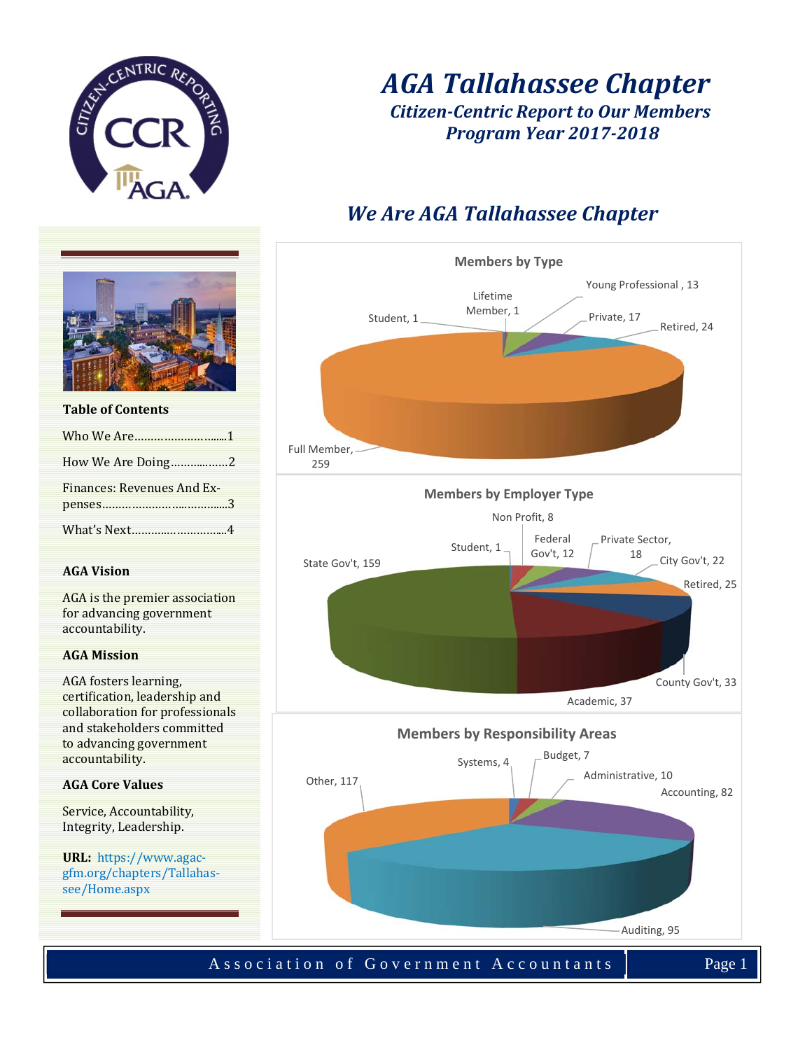# AGA Tallahassee Chapter

## Citizen-Centric Report to Our Members

## Program Year 2017-2018

## We Are AGA Tallahassee Chapter

**Members by Type**

Young Professional , 13
Lifetime Member, 1
Student, 1
Private, 17
Retired, 24
Full Member, 259

**Members by Employer Type**

Non Profit, 8
Federal Gov't, 12
Student, 1
Private Sector, 18
State Gov't, 159
City Gov't, 22
Retired, 25
County Gov't, 33
Academic, 37

**Members by Responsibility Areas**

Budget, 7
Systems, 4
Administrative, 10
Other, 117
Accounting, 82
Auditing, 95

**Table of Contents**

Who We Are……………………......1

How We Are Doing……….….…2

Finances: Revenues And Expenses………………….………….....3

What's Next…………..…………....4

**AGA Vision**

AGA is the premier association for advancing government accountability.

**AGA Mission**

AGA fosters learning, certification, leadership and collaboration for professionals and stakeholders committed to advancing government accountability.

**AGA Core Values**

Service, Accountability, Integrity, Leadership.

**URL:** https://www.agacgfm.org/chapters/Tallahassee/Home.aspx

Association of Government Accountants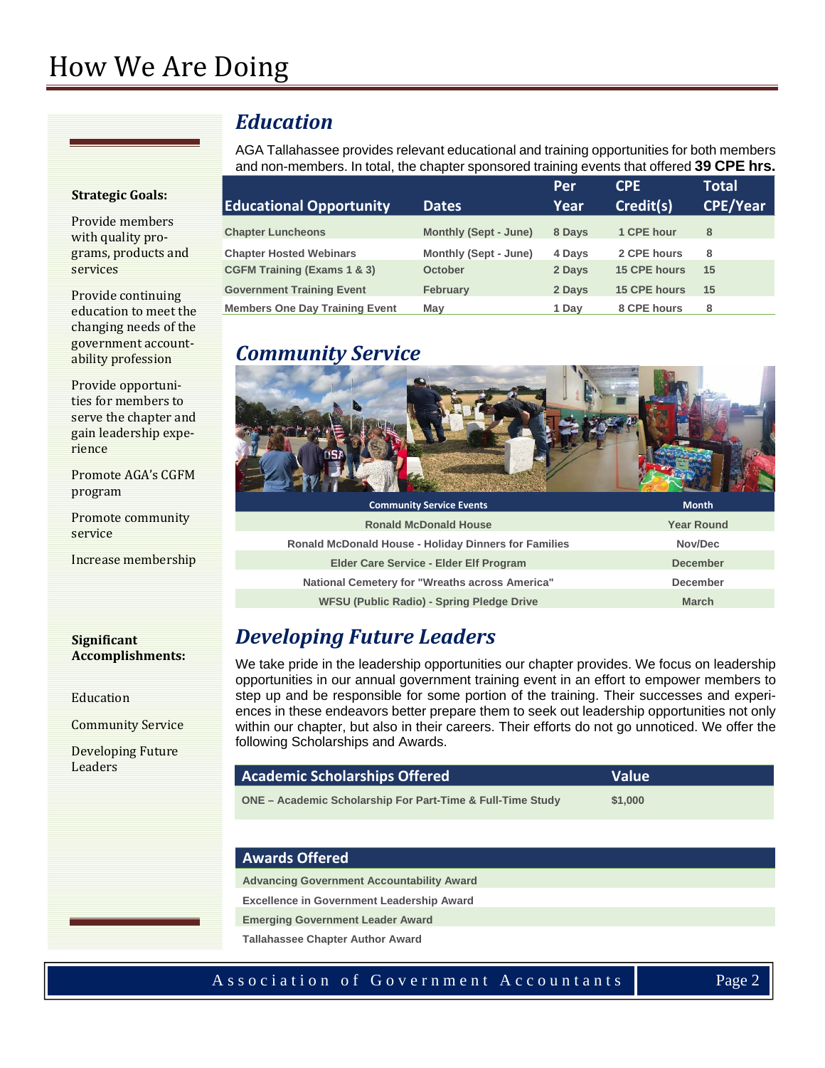# How We Are Doing

**Strategic Goals:**

Provide members with quality programs, products and services

Provide continuing education to meet the changing needs of the government accountability profession

Provide opportunities for members to serve the chapter and gain leadership experience

Promote AGA's CGFM program

Promote community service

Increase membership

**Significant Accomplishments:**

Education

Community Service

Developing Future Leaders

## *Education*

AGA Tallahassee provides relevant educational and training opportunities for both members and non-members. In total, the chapter sponsored training events that offered **39 CPE hrs.**

| Educational Opportunity | Dates | Per Year | CPE Credit(s) | Total CPE/Year |
|---|---|---|---|---|
| Chapter Luncheons | Monthly (Sept - June) | 8 Days | 1 CPE hour | 8 |
| Chapter Hosted Webinars | Monthly (Sept - June) | 4 Days | 2 CPE hours | 8 |
| CGFM Training (Exams 1 & 3) | October | 2 Days | 15 CPE hours | 15 |
| Government Training Event | February | 2 Days | 15 CPE hours | 15 |
| Members One Day Training Event | May | 1 Day | 8 CPE hours | 8 |

## *Community Service*

| Community Service Events | Month |
|---|---|
| Ronald McDonald House | Year Round |
| Ronald McDonald House - Holiday Dinners for Families | Nov/Dec |
| Elder Care Service - Elder Elf Program | December |
| National Cemetery for "Wreaths across America" | December |
| WFSU (Public Radio) - Spring Pledge Drive | March |

## *Developing Future Leaders*

We take pride in the leadership opportunities our chapter provides. We focus on leadership opportunities in our annual government training event in an effort to empower members to step up and be responsible for some portion of the training. Their successes and experiences in these endeavors better prepare them to seek out leadership opportunities not only within our chapter, but also in their careers. Their efforts do not go unnoticed. We offer the following Scholarships and Awards.

| Academic Scholarships Offered | Value |
|---|---|
| ONE – Academic Scholarship For Part-Time & Full-Time Study | $1,000 |

| Awards Offered |
|---|
| Advancing Government Accountability Award |
| Excellence in Government Leadership Award |
| Emerging Government Leader Award |
| Tallahassee Chapter Author Award |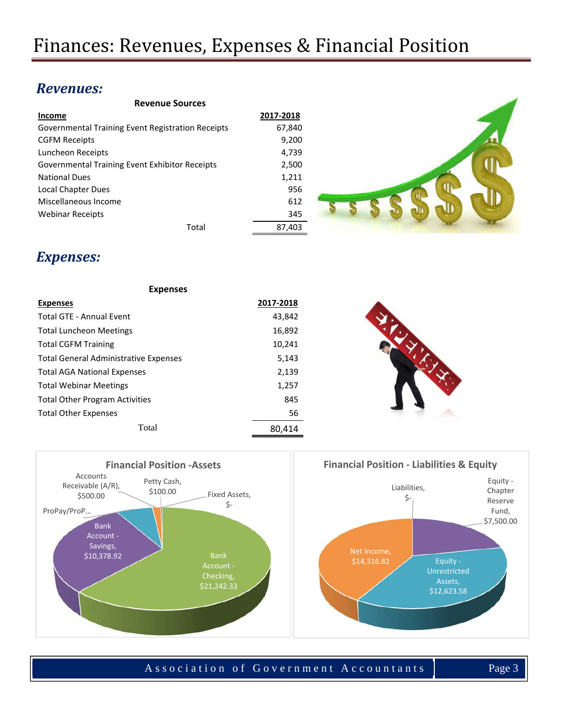# Finances: Revenues, Expenses & Financial Position

## *Revenues:*

**Revenue Sources**

| Income | 2017-2018 |
|---|---|
| Governmental Training Event Registration Receipts | 67,840 |
| CGFM Receipts | 9,200 |
| Luncheon Receipts | 4,739 |
| Governmental Training Event Exhibitor Receipts | 2,500 |
| National Dues | 1,211 |
| Local Chapter Dues | 956 |
| Miscellaneous Income | 612 |
| Webinar Receipts | 345 |
| Total | 87,403 |

## *Expenses:*

**Expenses**

| Expenses | 2017-2018 |
|---|---|
| Total GTE - Annual Event | 43,842 |
| Total Luncheon Meetings | 16,892 |
| Total CGFM Training | 10,241 |
| Total General Administrative Expenses | 5,143 |
| Total AGA National Expenses | 2,139 |
| Total Webinar Meetings | 1,257 |
| Total Other Program Activities | 845 |
| Total Other Expenses | 56 |
| Total | 80,414 |

**Financial Position - Assets**

- Bank Account - Checking, $21,242.33
- Bank Account - Savings, $10,378.92
- ProPay/ProP...
- Accounts Receivable (A/R), $500.00
- Petty Cash, $100.00
- Fixed Assets, $-

**Financial Position - Liabilities & Equity**

- Liabilities, $-
- Equity - Chapter Reserve Fund, $7,500.00
- Equity - Unrestricted Assets, $12,623.58
- Net Income, $14,316.82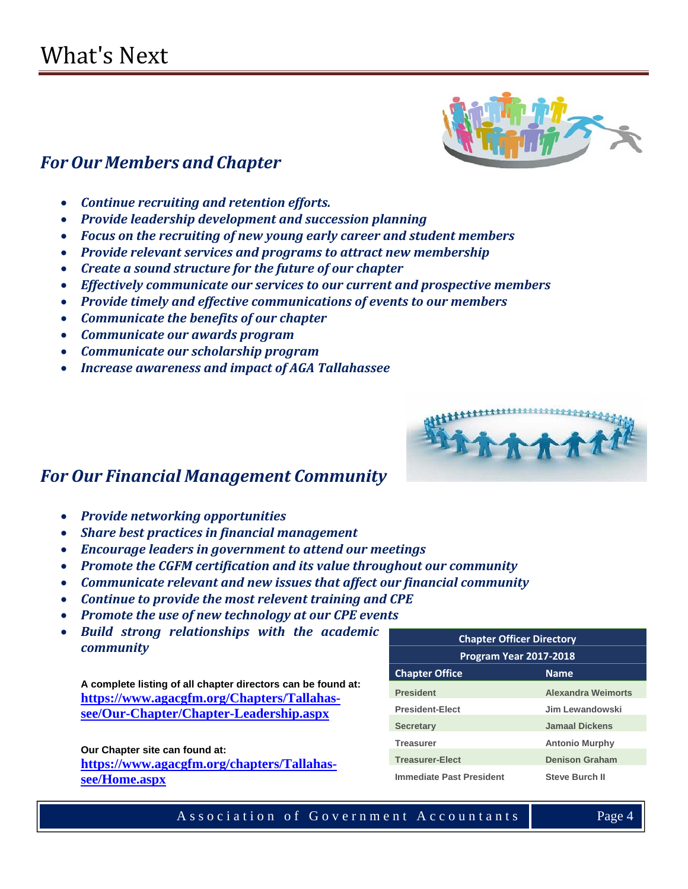# What's Next

## *For Our Members and Chapter*

- ***Continue recruiting and retention efforts.***
- ***Provide leadership development and succession planning***
- ***Focus on the recruiting of new young early career and student members***
- ***Provide relevant services and programs to attract new membership***
- ***Create a sound structure for the future of our chapter***
- ***Effectively communicate our services to our current and prospective members***
- ***Provide timely and effective communications of events to our members***
- ***Communicate the benefits of our chapter***
- ***Communicate our awards program***
- ***Communicate our scholarship program***
- ***Increase awareness and impact of AGA Tallahassee***

## *For Our Financial Management Community*

- ***Provide networking opportunities***
- ***Share best practices in financial management***
- ***Encourage leaders in government to attend our meetings***
- ***Promote the CGFM certification and its value throughout our community***
- ***Communicate relevant and new issues that affect our financial community***
- ***Continue to provide the most relevent training and CPE***
- ***Promote the use of new technology at our CPE events***
- ***Build strong relationships with the academic community***

**A complete listing of all chapter directors can be found at:**
**https://www.agacgfm.org/Chapters/Tallahassee/Our-Chapter/Chapter-Leadership.aspx**

**Our Chapter site can found at:**
**https://www.agacgfm.org/chapters/Tallahassee/Home.aspx**

| Chapter Officer Directory | |
|---|---|
| Program Year 2017-2018 | |
| **Chapter Office** | **Name** |
| President | Alexandra Weimorts |
| President-Elect | Jim Lewandowski |
| Secretary | Jamaal Dickens |
| Treasurer | Antonio Murphy |
| Treasurer-Elect | Denison Graham |
| Immediate Past President | Steve Burch II |